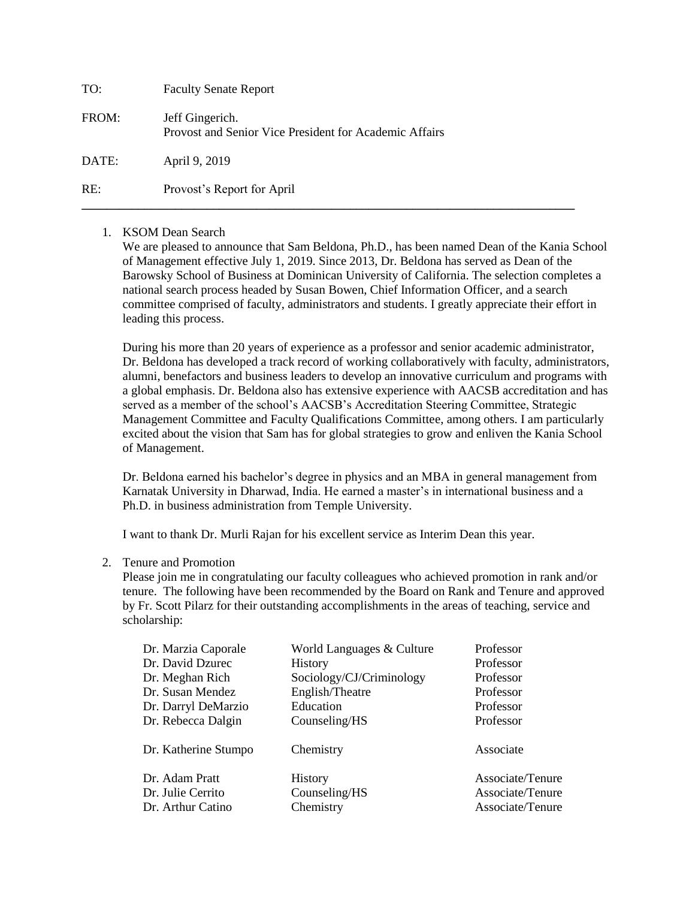TO: Faculty Senate Report

FROM: Jeff Gingerich.
Provost and Senior Vice President for Academic Affairs

DATE: April 9, 2019

RE: Provost's Report for April

---

1. KSOM Dean Search

   We are pleased to announce that Sam Beldona, Ph.D., has been named Dean of the Kania School of Management effective July 1, 2019. Since 2013, Dr. Beldona has served as Dean of the Barowsky School of Business at Dominican University of California. The selection completes a national search process headed by Susan Bowen, Chief Information Officer, and a search committee comprised of faculty, administrators and students. I greatly appreciate their effort in leading this process.

   During his more than 20 years of experience as a professor and senior academic administrator, Dr. Beldona has developed a track record of working collaboratively with faculty, administrators, alumni, benefactors and business leaders to develop an innovative curriculum and programs with a global emphasis. Dr. Beldona also has extensive experience with AACSB accreditation and has served as a member of the school's AACSB's Accreditation Steering Committee, Strategic Management Committee and Faculty Qualifications Committee, among others. I am particularly excited about the vision that Sam has for global strategies to grow and enliven the Kania School of Management.

   Dr. Beldona earned his bachelor's degree in physics and an MBA in general management from Karnatak University in Dharwad, India. He earned a master's in international business and a Ph.D. in business administration from Temple University.

   I want to thank Dr. Murli Rajan for his excellent service as Interim Dean this year.

2. Tenure and Promotion

   Please join me in congratulating our faculty colleagues who achieved promotion in rank and/or tenure. The following have been recommended by the Board on Rank and Tenure and approved by Fr. Scott Pilarz for their outstanding accomplishments in the areas of teaching, service and scholarship:

| Name | Department | Rank |
|---|---|---|
| Dr. Marzia Caporale | World Languages & Culture | Professor |
| Dr. David Dzurec | History | Professor |
| Dr. Meghan Rich | Sociology/CJ/Criminology | Professor |
| Dr. Susan Mendez | English/Theatre | Professor |
| Dr. Darryl DeMarzio | Education | Professor |
| Dr. Rebecca Dalgin | Counseling/HS | Professor |
| Dr. Katherine Stumpo | Chemistry | Associate |
| Dr. Adam Pratt | History | Associate/Tenure |
| Dr. Julie Cerrito | Counseling/HS | Associate/Tenure |
| Dr. Arthur Catino | Chemistry | Associate/Tenure |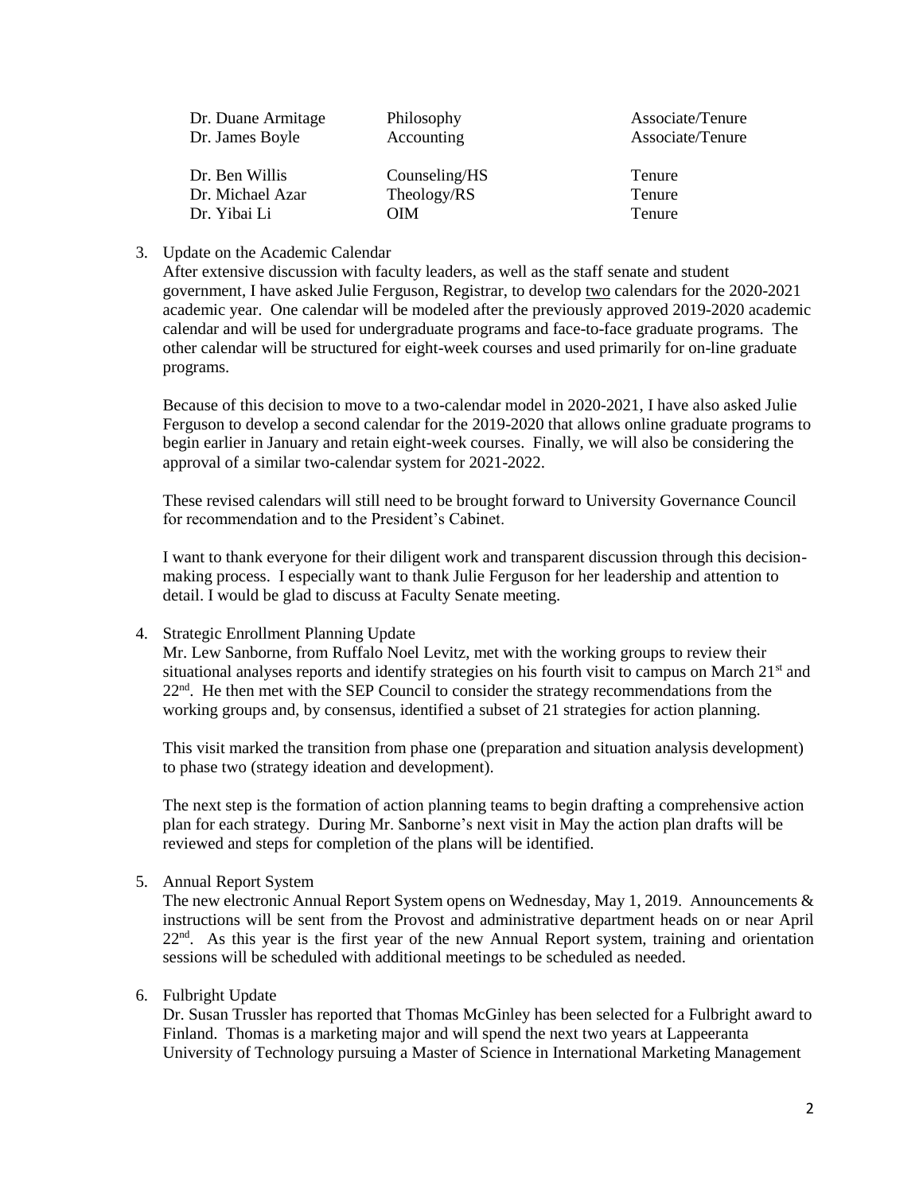| | | |
|---|---|---|
| Dr. Duane Armitage | Philosophy | Associate/Tenure |
| Dr. James Boyle | Accounting | Associate/Tenure |
| Dr. Ben Willis | Counseling/HS | Tenure |
| Dr. Michael Azar | Theology/RS | Tenure |
| Dr. Yibai Li | OIM | Tenure |

3. Update on the Academic Calendar

   After extensive discussion with faculty leaders, as well as the staff senate and student government, I have asked Julie Ferguson, Registrar, to develop two calendars for the 2020-2021 academic year. One calendar will be modeled after the previously approved 2019-2020 academic calendar and will be used for undergraduate programs and face-to-face graduate programs. The other calendar will be structured for eight-week courses and used primarily for on-line graduate programs.

   Because of this decision to move to a two-calendar model in 2020-2021, I have also asked Julie Ferguson to develop a second calendar for the 2019-2020 that allows online graduate programs to begin earlier in January and retain eight-week courses. Finally, we will also be considering the approval of a similar two-calendar system for 2021-2022.

   These revised calendars will still need to be brought forward to University Governance Council for recommendation and to the President's Cabinet.

   I want to thank everyone for their diligent work and transparent discussion through this decision-making process. I especially want to thank Julie Ferguson for her leadership and attention to detail. I would be glad to discuss at Faculty Senate meeting.

4. Strategic Enrollment Planning Update

   Mr. Lew Sanborne, from Ruffalo Noel Levitz, met with the working groups to review their situational analyses reports and identify strategies on his fourth visit to campus on March 21st and 22nd. He then met with the SEP Council to consider the strategy recommendations from the working groups and, by consensus, identified a subset of 21 strategies for action planning.

   This visit marked the transition from phase one (preparation and situation analysis development) to phase two (strategy ideation and development).

   The next step is the formation of action planning teams to begin drafting a comprehensive action plan for each strategy. During Mr. Sanborne's next visit in May the action plan drafts will be reviewed and steps for completion of the plans will be identified.

5. Annual Report System

   The new electronic Annual Report System opens on Wednesday, May 1, 2019. Announcements & instructions will be sent from the Provost and administrative department heads on or near April 22nd. As this year is the first year of the new Annual Report system, training and orientation sessions will be scheduled with additional meetings to be scheduled as needed.

6. Fulbright Update

   Dr. Susan Trussler has reported that Thomas McGinley has been selected for a Fulbright award to Finland. Thomas is a marketing major and will spend the next two years at Lappeeranta University of Technology pursuing a Master of Science in International Marketing Management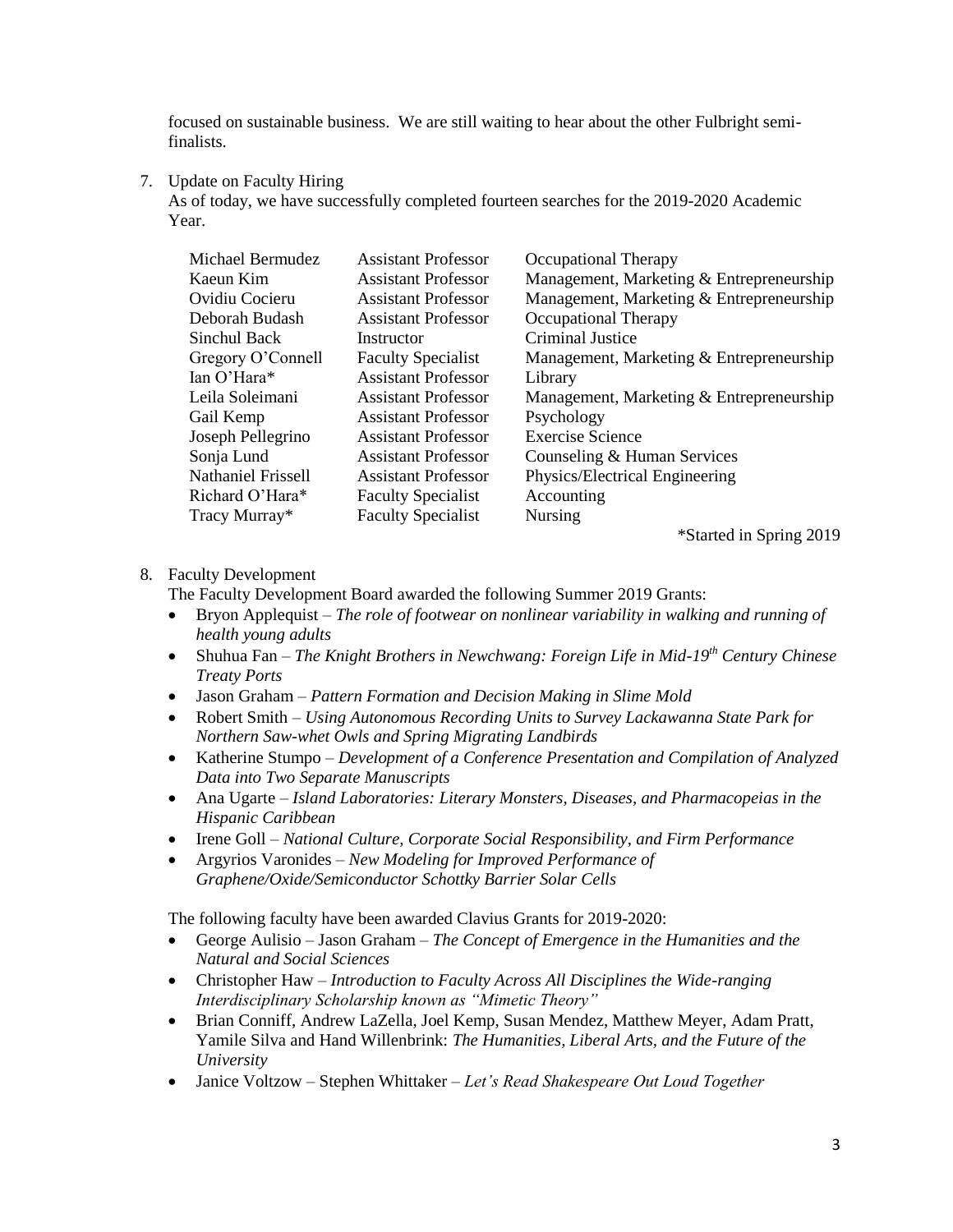focused on sustainable business. We are still waiting to hear about the other Fulbright semi-finalists.

7. Update on Faculty Hiring
   As of today, we have successfully completed fourteen searches for the 2019-2020 Academic Year.

| Name | Title | Department |
|---|---|---|
| Michael Bermudez | Assistant Professor | Occupational Therapy |
| Kaeun Kim | Assistant Professor | Management, Marketing & Entrepreneurship |
| Ovidiu Cocieru | Assistant Professor | Management, Marketing & Entrepreneurship |
| Deborah Budash | Assistant Professor | Occupational Therapy |
| Sinchul Back | Instructor | Criminal Justice |
| Gregory O'Connell | Faculty Specialist | Management, Marketing & Entrepreneurship |
| Ian O'Hara* | Assistant Professor | Library |
| Leila Soleimani | Assistant Professor | Management, Marketing & Entrepreneurship |
| Gail Kemp | Assistant Professor | Psychology |
| Joseph Pellegrino | Assistant Professor | Exercise Science |
| Sonja Lund | Assistant Professor | Counseling & Human Services |
| Nathaniel Frissell | Assistant Professor | Physics/Electrical Engineering |
| Richard O'Hara* | Faculty Specialist | Accounting |
| Tracy Murray* | Faculty Specialist | Nursing |

*Started in Spring 2019

8. Faculty Development
   The Faculty Development Board awarded the following Summer 2019 Grants:
   - Bryon Applequist – *The role of footwear on nonlinear variability in walking and running of health young adults*
   - Shuhua Fan – *The Knight Brothers in Newchwang: Foreign Life in Mid-19th Century Chinese Treaty Ports*
   - Jason Graham – *Pattern Formation and Decision Making in Slime Mold*
   - Robert Smith – *Using Autonomous Recording Units to Survey Lackawanna State Park for Northern Saw-whet Owls and Spring Migrating Landbirds*
   - Katherine Stumpo – *Development of a Conference Presentation and Compilation of Analyzed Data into Two Separate Manuscripts*
   - Ana Ugarte – *Island Laboratories: Literary Monsters, Diseases, and Pharmacopeias in the Hispanic Caribbean*
   - Irene Goll – *National Culture, Corporate Social Responsibility, and Firm Performance*
   - Argyrios Varonides – *New Modeling for Improved Performance of Graphene/Oxide/Semiconductor Schottky Barrier Solar Cells*

   The following faculty have been awarded Clavius Grants for 2019-2020:
   - George Aulisio – Jason Graham – *The Concept of Emergence in the Humanities and the Natural and Social Sciences*
   - Christopher Haw – *Introduction to Faculty Across All Disciplines the Wide-ranging Interdisciplinary Scholarship known as "Mimetic Theory"*
   - Brian Conniff, Andrew LaZella, Joel Kemp, Susan Mendez, Matthew Meyer, Adam Pratt, Yamile Silva and Hand Willenbrink: *The Humanities, Liberal Arts, and the Future of the University*
   - Janice Voltzow – Stephen Whittaker – *Let's Read Shakespeare Out Loud Together*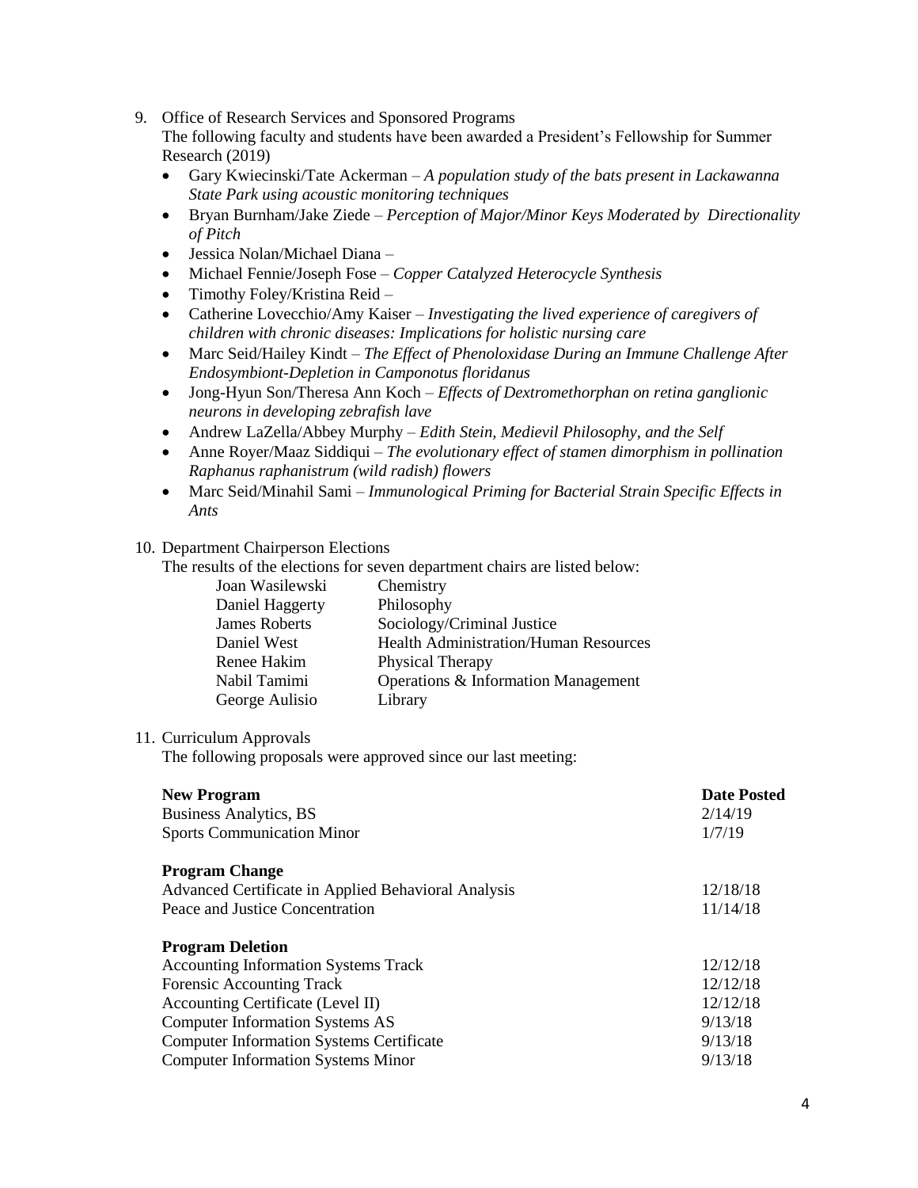9. Office of Research Services and Sponsored Programs

   The following faculty and students have been awarded a President's Fellowship for Summer Research (2019)

   - Gary Kwiecinski/Tate Ackerman – *A population study of the bats present in Lackawanna State Park using acoustic monitoring techniques*
   - Bryan Burnham/Jake Ziede – *Perception of Major/Minor Keys Moderated by Directionality of Pitch*
   - Jessica Nolan/Michael Diana –
   - Michael Fennie/Joseph Fose – *Copper Catalyzed Heterocycle Synthesis*
   - Timothy Foley/Kristina Reid –
   - Catherine Lovecchio/Amy Kaiser – *Investigating the lived experience of caregivers of children with chronic diseases: Implications for holistic nursing care*
   - Marc Seid/Hailey Kindt – *The Effect of Phenoloxidase During an Immune Challenge After Endosymbiont-Depletion in Camponotus floridanus*
   - Jong-Hyun Son/Theresa Ann Koch – *Effects of Dextromethorphan on retina ganglionic neurons in developing zebrafish lave*
   - Andrew LaZella/Abbey Murphy – *Edith Stein, Medievil Philosophy, and the Self*
   - Anne Royer/Maaz Siddiqui – *The evolutionary effect of stamen dimorphism in pollination Raphanus raphanistrum (wild radish) flowers*
   - Marc Seid/Minahil Sami – *Immunological Priming for Bacterial Strain Specific Effects in Ants*

10. Department Chairperson Elections

    The results of the elections for seven department chairs are listed below:

| | |
|---|---|
| Joan Wasilewski | Chemistry |
| Daniel Haggerty | Philosophy |
| James Roberts | Sociology/Criminal Justice |
| Daniel West | Health Administration/Human Resources |
| Renee Hakim | Physical Therapy |
| Nabil Tamimi | Operations & Information Management |
| George Aulisio | Library |

11. Curriculum Approvals

    The following proposals were approved since our last meeting:

| **New Program** | **Date Posted** |
|---|---|
| Business Analytics, BS | 2/14/19 |
| Sports Communication Minor | 1/7/19 |
| **Program Change** | |
| Advanced Certificate in Applied Behavioral Analysis | 12/18/18 |
| Peace and Justice Concentration | 11/14/18 |
| **Program Deletion** | |
| Accounting Information Systems Track | 12/12/18 |
| Forensic Accounting Track | 12/12/18 |
| Accounting Certificate (Level II) | 12/12/18 |
| Computer Information Systems AS | 9/13/18 |
| Computer Information Systems Certificate | 9/13/18 |
| Computer Information Systems Minor | 9/13/18 |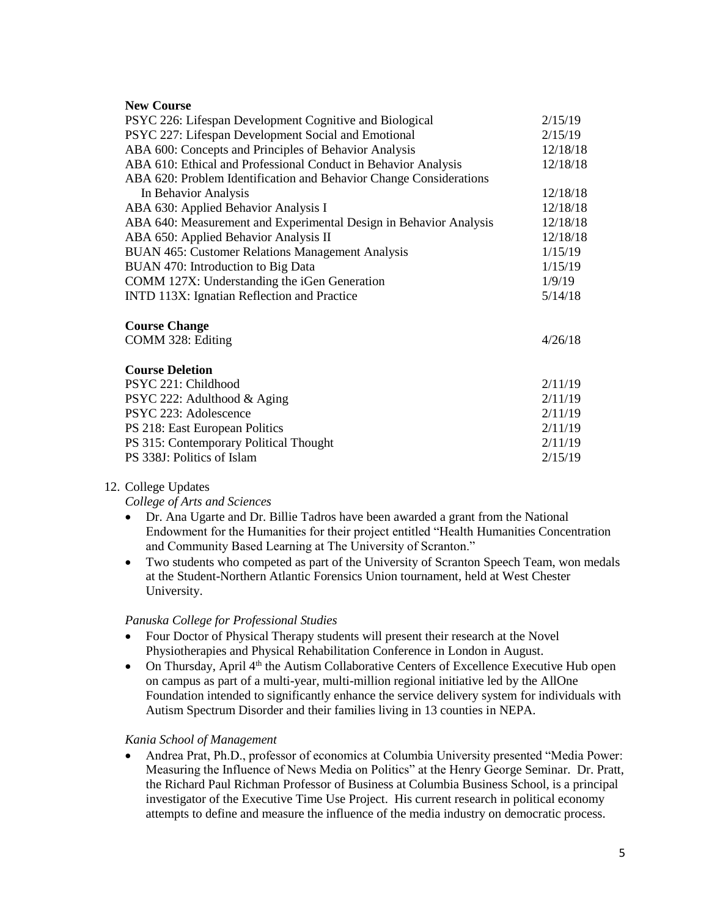**New Course**

| | |
|---|---|
| PSYC 226: Lifespan Development Cognitive and Biological | 2/15/19 |
| PSYC 227: Lifespan Development Social and Emotional | 2/15/19 |
| ABA 600: Concepts and Principles of Behavior Analysis | 12/18/18 |
| ABA 610: Ethical and Professional Conduct in Behavior Analysis | 12/18/18 |
| ABA 620: Problem Identification and Behavior Change Considerations In Behavior Analysis | 12/18/18 |
| ABA 630: Applied Behavior Analysis I | 12/18/18 |
| ABA 640: Measurement and Experimental Design in Behavior Analysis | 12/18/18 |
| ABA 650: Applied Behavior Analysis II | 12/18/18 |
| BUAN 465: Customer Relations Management Analysis | 1/15/19 |
| BUAN 470: Introduction to Big Data | 1/15/19 |
| COMM 127X: Understanding the iGen Generation | 1/9/19 |
| INTD 113X: Ignatian Reflection and Practice | 5/14/18 |

**Course Change**

| | |
|---|---|
| COMM 328: Editing | 4/26/18 |

**Course Deletion**

| | |
|---|---|
| PSYC 221: Childhood | 2/11/19 |
| PSYC 222: Adulthood & Aging | 2/11/19 |
| PSYC 223: Adolescence | 2/11/19 |
| PS 218: East European Politics | 2/11/19 |
| PS 315: Contemporary Political Thought | 2/11/19 |
| PS 338J: Politics of Islam | 2/15/19 |

12. College Updates

*College of Arts and Sciences*

- Dr. Ana Ugarte and Dr. Billie Tadros have been awarded a grant from the National Endowment for the Humanities for their project entitled "Health Humanities Concentration and Community Based Learning at The University of Scranton."
- Two students who competed as part of the University of Scranton Speech Team, won medals at the Student-Northern Atlantic Forensics Union tournament, held at West Chester University.

*Panuska College for Professional Studies*

- Four Doctor of Physical Therapy students will present their research at the Novel Physiotherapies and Physical Rehabilitation Conference in London in August.
- On Thursday, April 4th the Autism Collaborative Centers of Excellence Executive Hub open on campus as part of a multi-year, multi-million regional initiative led by the AllOne Foundation intended to significantly enhance the service delivery system for individuals with Autism Spectrum Disorder and their families living in 13 counties in NEPA.

*Kania School of Management*

- Andrea Prat, Ph.D., professor of economics at Columbia University presented "Media Power: Measuring the Influence of News Media on Politics" at the Henry George Seminar. Dr. Pratt, the Richard Paul Richman Professor of Business at Columbia Business School, is a principal investigator of the Executive Time Use Project. His current research in political economy attempts to define and measure the influence of the media industry on democratic process.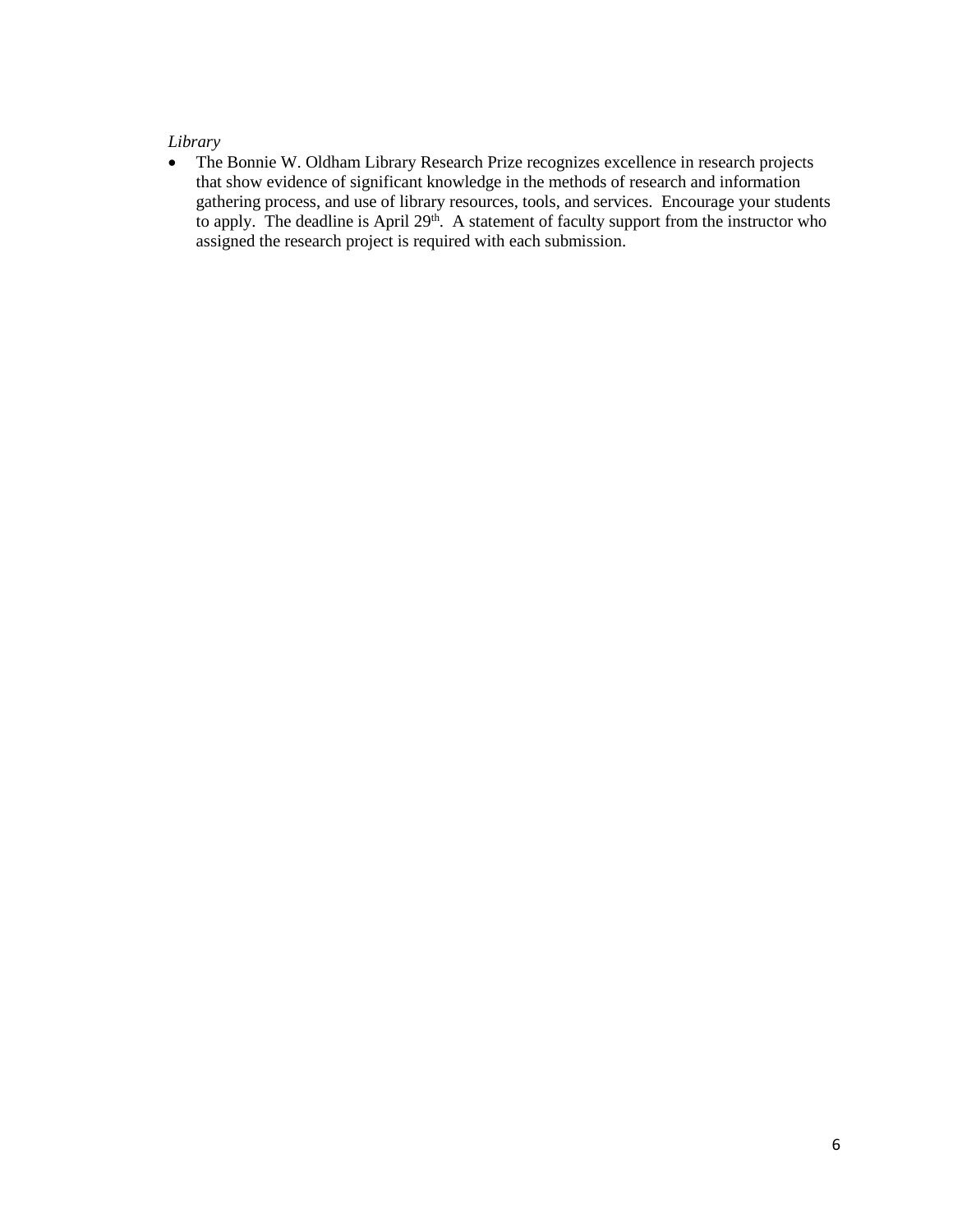*Library*

- The Bonnie W. Oldham Library Research Prize recognizes excellence in research projects that show evidence of significant knowledge in the methods of research and information gathering process, and use of library resources, tools, and services. Encourage your students to apply. The deadline is April 29th. A statement of faculty support from the instructor who assigned the research project is required with each submission.